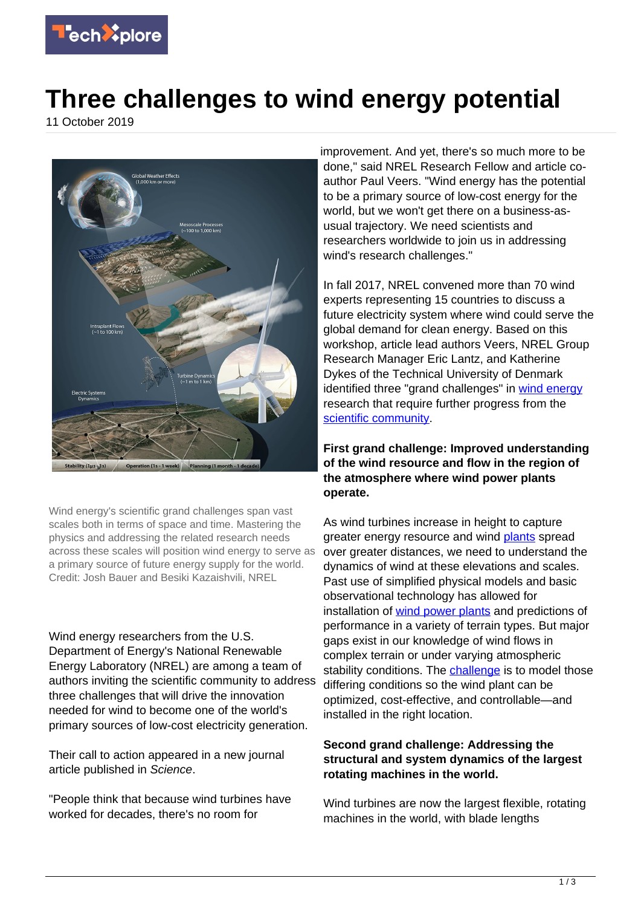# Three challenges to wind energy potential

11 October 2019

Wind energy's scientific grand challenges span vast scales both in terms of space and time. Mastering the physics and addressing the related research needs across these scales will position wind energy to serve as a primary source of future energy supply for the world. Credit: Josh Bauer and Besiki Kazaishvili, NREL

Wind energy researchers from the U.S. Department of Energy's National Renewable Energy Laboratory (NREL) are among a team of authors inviting the scientific community to address three challenges that will drive the innovation needed for wind to become one of the world's primary sources of low-cost electricity generation.

Their call to action appeared in a new journal article published in *Science*.

"People think that because wind turbines have worked for decades, there's no room for improvement. And yet, there's so much more to be done," said NREL Research Fellow and article co-author Paul Veers. "Wind energy has the potential to be a primary source of low-cost energy for the world, but we won't get there on a business-as-usual trajectory. We need scientists and researchers worldwide to join us in addressing wind's research challenges."

In fall 2017, NREL convened more than 70 wind experts representing 15 countries to discuss a future electricity system where wind could serve the global demand for clean energy. Based on this workshop, article lead authors Veers, NREL Group Research Manager Eric Lantz, and Katherine Dykes of the Technical University of Denmark identified three "grand challenges" in wind energy research that require further progress from the scientific community.

**First grand challenge: Improved understanding of the wind resource and flow in the region of the atmosphere where wind power plants operate.**

As wind turbines increase in height to capture greater energy resource and wind plants spread over greater distances, we need to understand the dynamics of wind at these elevations and scales. Past use of simplified physical models and basic observational technology has allowed for installation of wind power plants and predictions of performance in a variety of terrain types. But major gaps exist in our knowledge of wind flows in complex terrain or under varying atmospheric stability conditions. The challenge is to model those differing conditions so the wind plant can be optimized, cost-effective, and controllable—and installed in the right location.

**Second grand challenge: Addressing the structural and system dynamics of the largest rotating machines in the world.**

Wind turbines are now the largest flexible, rotating machines in the world, with blade lengths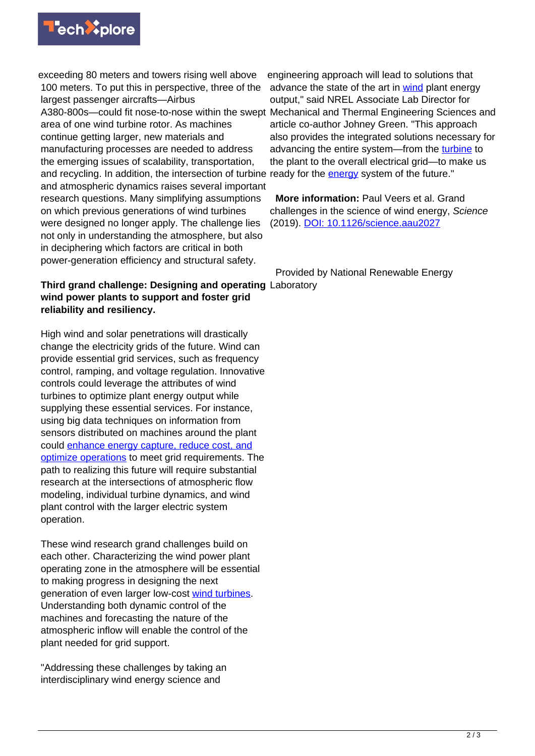exceeding 80 meters and towers rising well above 100 meters. To put this in perspective, three of the largest passenger aircrafts—Airbus A380-800s—could fit nose-to-nose within the swept area of one wind turbine rotor. As machines continue getting larger, new materials and manufacturing processes are needed to address the emerging issues of scalability, transportation, and recycling. In addition, the intersection of turbine and atmospheric dynamics raises several important research questions. Many simplifying assumptions on which previous generations of wind turbines were designed no longer apply. The challenge lies not only in understanding the atmosphere, but also in deciphering which factors are critical in both power-generation efficiency and structural safety.

**Third grand challenge: Designing and operating wind power plants to support and foster grid reliability and resiliency.**

High wind and solar penetrations will drastically change the electricity grids of the future. Wind can provide essential grid services, such as frequency control, ramping, and voltage regulation. Innovative controls could leverage the attributes of wind turbines to optimize plant energy output while supplying these essential services. For instance, using big data techniques on information from sensors distributed on machines around the plant could enhance energy capture, reduce cost, and optimize operations to meet grid requirements. The path to realizing this future will require substantial research at the intersections of atmospheric flow modeling, individual turbine dynamics, and wind plant control with the larger electric system operation.

These wind research grand challenges build on each other. Characterizing the wind power plant operating zone in the atmosphere will be essential to making progress in designing the next generation of even larger low-cost wind turbines. Understanding both dynamic control of the machines and forecasting the nature of the atmospheric inflow will enable the control of the plant needed for grid support.

"Addressing these challenges by taking an interdisciplinary wind energy science and engineering approach will lead to solutions that advance the state of the art in wind plant energy output," said NREL Associate Lab Director for Mechanical and Thermal Engineering Sciences and article co-author Johney Green. "This approach also provides the integrated solutions necessary for advancing the entire system—from the turbine to the plant to the overall electrical grid—to make us ready for the energy system of the future."

**More information:** Paul Veers et al. Grand challenges in the science of wind energy, *Science* (2019). DOI: 10.1126/science.aau2027

Provided by National Renewable Energy Laboratory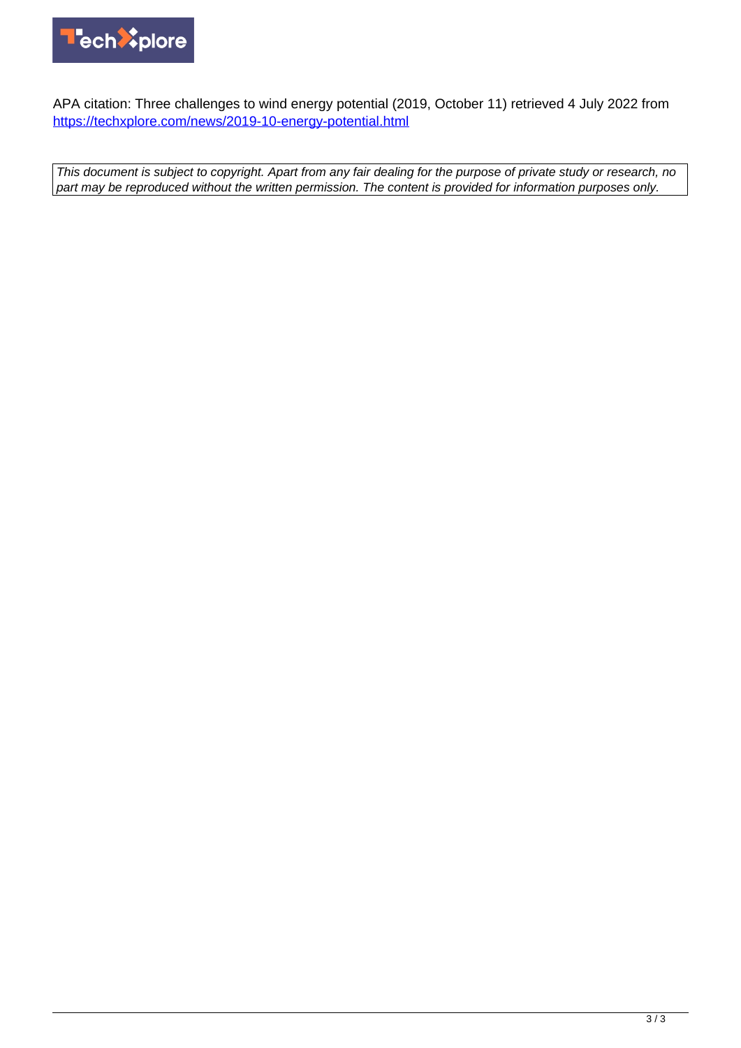APA citation: Three challenges to wind energy potential (2019, October 11) retrieved 4 July 2022 from https://techxplore.com/news/2019-10-energy-potential.html

*This document is subject to copyright. Apart from any fair dealing for the purpose of private study or research, no part may be reproduced without the written permission. The content is provided for information purposes only.*